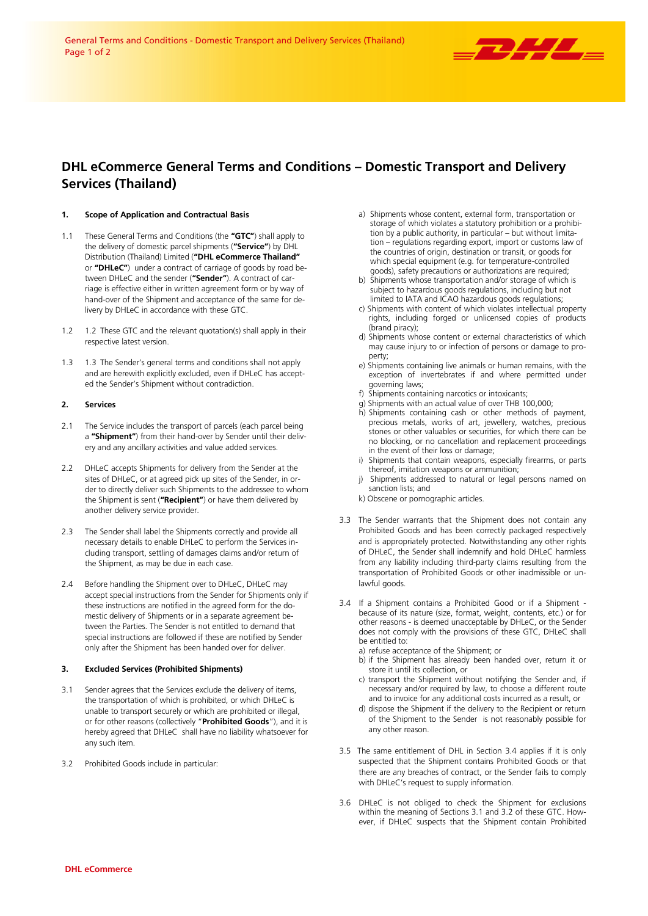# DHL eCommerce General Terms and Conditions – Domestic Transport and Delivery Services (Thailand)

## 1. Scope of Application and Contractual Basis

1.1 These General Terms and Conditions (the **"GTC"**) shall apply to the delivery of domestic parcel shipments (**"Service"**) by DHL Distribution (Thailand) Limited (**"DHL eCommerce Thailand"** or **"DHLeC"**) under a contract of carriage of goods by road between DHLeC and the sender (**"Sender"**). A contract of carriage is effective either in written agreement form or by way of hand-over of the Shipment and acceptance of the same for delivery by DHLeC in accordance with these GTC.

1.2 1.2 These GTC and the relevant quotation(s) shall apply in their respective latest version.

1.3 1.3 The Sender's general terms and conditions shall not apply and are herewith explicitly excluded, even if DHLeC has accepted the Sender's Shipment without contradiction.

## 2. Services

2.1 The Service includes the transport of parcels (each parcel being a **"Shipment"**) from their hand-over by Sender until their delivery and any ancillary activities and value added services.

2.2 DHLeC accepts Shipments for delivery from the Sender at the sites of DHLeC, or at agreed pick up sites of the Sender, in order to directly deliver such Shipments to the addressee to whom the Shipment is sent (**"Recipient"**) or have them delivered by another delivery service provider.

2.3 The Sender shall label the Shipments correctly and provide all necessary details to enable DHLeC to perform the Services including transport, settling of damages claims and/or return of the Shipment, as may be due in each case.

2.4 Before handling the Shipment over to DHLeC, DHLeC may accept special instructions from the Sender for Shipments only if these instructions are notified in the agreed form for the domestic delivery of Shipments or in a separate agreement between the Parties. The Sender is not entitled to demand that special instructions are followed if these are notified by Sender only after the Shipment has been handed over for deliver.

## 3. Excluded Services (Prohibited Shipments)

3.1 Sender agrees that the Services exclude the delivery of items, the transportation of which is prohibited, or which DHLeC is unable to transport securely or which are prohibited or illegal, or for other reasons (collectively "**Prohibited Goods**"), and it is hereby agreed that DHLeC shall have no liability whatsoever for any such item.

3.2 Prohibited Goods include in particular:

a) Shipments whose content, external form, transportation or storage of which violates a statutory prohibition or a prohibition by a public authority, in particular – but without limitation – regulations regarding export, import or customs law of the countries of origin, destination or transit, or goods for which special equipment (e.g. for temperature-controlled goods), safety precautions or authorizations are required;

b) Shipments whose transportation and/or storage of which is subject to hazardous goods regulations, including but not limited to IATA and ICAO hazardous goods regulations;

c) Shipments with content of which violates intellectual property rights, including forged or unlicensed copies of products (brand piracy);

d) Shipments whose content or external characteristics of which may cause injury to or infection of persons or damage to property;

e) Shipments containing live animals or human remains, with the exception of invertebrates if and where permitted under governing laws;

f) Shipments containing narcotics or intoxicants;

g) Shipments with an actual value of over THB 100,000;

h) Shipments containing cash or other methods of payment, precious metals, works of art, jewellery, watches, precious stones or other valuables or securities, for which there can be no blocking, or no cancellation and replacement proceedings in the event of their loss or damage;

i) Shipments that contain weapons, especially firearms, or parts thereof, imitation weapons or ammunition;

j) Shipments addressed to natural or legal persons named on sanction lists; and

k) Obscene or pornographic articles.

3.3 The Sender warrants that the Shipment does not contain any Prohibited Goods and has been correctly packaged respectively and is appropriately protected. Notwithstanding any other rights of DHLeC, the Sender shall indemnify and hold DHLeC harmless from any liability including third-party claims resulting from the transportation of Prohibited Goods or other inadmissible or unlawful goods.

3.4 If a Shipment contains a Prohibited Good or if a Shipment - because of its nature (size, format, weight, contents, etc.) or for other reasons - is deemed unacceptable by DHLeC, or the Sender does not comply with the provisions of these GTC, DHLeC shall be entitled to:

a) refuse acceptance of the Shipment; or

b) if the Shipment has already been handed over, return it or store it until its collection, or

c) transport the Shipment without notifying the Sender and, if necessary and/or required by law, to choose a different route and to invoice for any additional costs incurred as a result, or

d) dispose the Shipment if the delivery to the Recipient or return of the Shipment to the Sender is not reasonably possible for any other reason.

3.5 The same entitlement of DHL in Section 3.4 applies if it is only suspected that the Shipment contains Prohibited Goods or that there are any breaches of contract, or the Sender fails to comply with DHLeC's request to supply information.

3.6 DHLeC is not obliged to check the Shipment for exclusions within the meaning of Sections 3.1 and 3.2 of these GTC. However, if DHLeC suspects that the Shipment contain Prohibited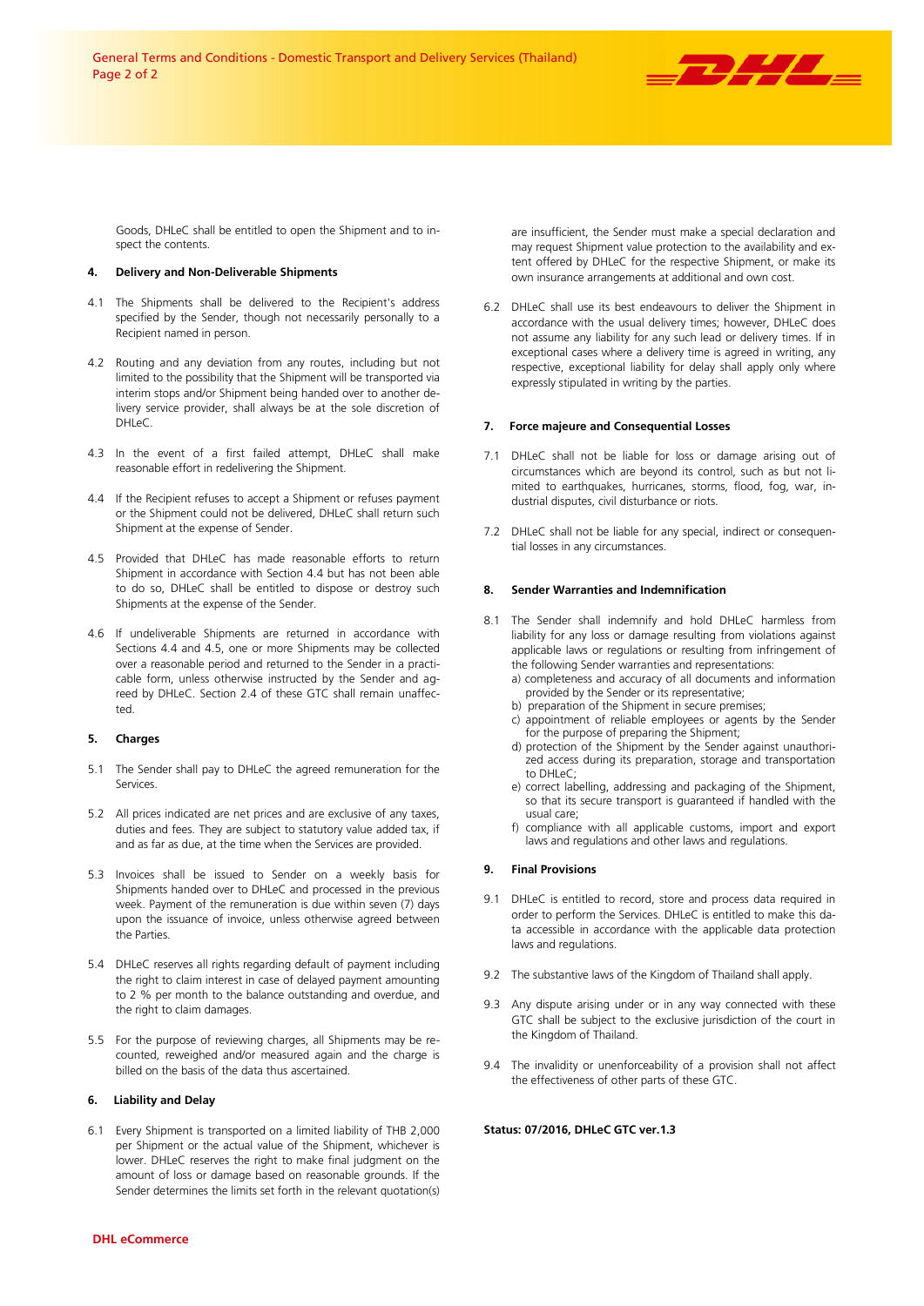Goods, DHLeC shall be entitled to open the Shipment and to inspect the contents.

## 4. Delivery and Non-Deliverable Shipments

4.1 The Shipments shall be delivered to the Recipient's address specified by the Sender, though not necessarily personally to a Recipient named in person.

4.2 Routing and any deviation from any routes, including but not limited to the possibility that the Shipment will be transported via interim stops and/or Shipment being handed over to another delivery service provider, shall always be at the sole discretion of DHLeC.

4.3 In the event of a first failed attempt, DHLeC shall make reasonable effort in redelivering the Shipment.

4.4 If the Recipient refuses to accept a Shipment or refuses payment or the Shipment could not be delivered, DHLeC shall return such Shipment at the expense of Sender.

4.5 Provided that DHLeC has made reasonable efforts to return Shipment in accordance with Section 4.4 but has not been able to do so, DHLeC shall be entitled to dispose or destroy such Shipments at the expense of the Sender.

4.6 If undeliverable Shipments are returned in accordance with Sections 4.4 and 4.5, one or more Shipments may be collected over a reasonable period and returned to the Sender in a practicable form, unless otherwise instructed by the Sender and agreed by DHLeC. Section 2.4 of these GTC shall remain unaffected.

## 5. Charges

5.1 The Sender shall pay to DHLeC the agreed remuneration for the Services.

5.2 All prices indicated are net prices and are exclusive of any taxes, duties and fees. They are subject to statutory value added tax, if and as far as due, at the time when the Services are provided.

5.3 Invoices shall be issued to Sender on a weekly basis for Shipments handed over to DHLeC and processed in the previous week. Payment of the remuneration is due within seven (7) days upon the issuance of invoice, unless otherwise agreed between the Parties.

5.4 DHLeC reserves all rights regarding default of payment including the right to claim interest in case of delayed payment amounting to 2 % per month to the balance outstanding and overdue, and the right to claim damages.

5.5 For the purpose of reviewing charges, all Shipments may be recounted, reweighed and/or measured again and the charge is billed on the basis of the data thus ascertained.

## 6. Liability and Delay

6.1 Every Shipment is transported on a limited liability of THB 2,000 per Shipment or the actual value of the Shipment, whichever is lower. DHLeC reserves the right to make final judgment on the amount of loss or damage based on reasonable grounds. If the Sender determines the limits set forth in the relevant quotation(s) are insufficient, the Sender must make a special declaration and may request Shipment value protection to the availability and extent offered by DHLeC for the respective Shipment, or make its own insurance arrangements at additional and own cost.

6.2 DHLeC shall use its best endeavours to deliver the Shipment in accordance with the usual delivery times; however, DHLeC does not assume any liability for any such lead or delivery times. If in exceptional cases where a delivery time is agreed in writing, any respective, exceptional liability for delay shall apply only where expressly stipulated in writing by the parties.

## 7. Force majeure and Consequential Losses

7.1 DHLeC shall not be liable for loss or damage arising out of circumstances which are beyond its control, such as but not limited to earthquakes, hurricanes, storms, flood, fog, war, industrial disputes, civil disturbance or riots.

7.2 DHLeC shall not be liable for any special, indirect or consequential losses in any circumstances.

## 8. Sender Warranties and Indemnification

8.1 The Sender shall indemnify and hold DHLeC harmless from liability for any loss or damage resulting from violations against applicable laws or regulations or resulting from infringement of the following Sender warranties and representations:

a) completeness and accuracy of all documents and information provided by the Sender or its representative;
b) preparation of the Shipment in secure premises;
c) appointment of reliable employees or agents by the Sender for the purpose of preparing the Shipment;
d) protection of the Shipment by the Sender against unauthorized access during its preparation, storage and transportation to DHLeC;
e) correct labelling, addressing and packaging of the Shipment, so that its secure transport is guaranteed if handled with the usual care;
f) compliance with all applicable customs, import and export laws and regulations and other laws and regulations.

## 9. Final Provisions

9.1 DHLeC is entitled to record, store and process data required in order to perform the Services. DHLeC is entitled to make this data accessible in accordance with the applicable data protection laws and regulations.

9.2 The substantive laws of the Kingdom of Thailand shall apply.

9.3 Any dispute arising under or in any way connected with these GTC shall be subject to the exclusive jurisdiction of the court in the Kingdom of Thailand.

9.4 The invalidity or unenforceability of a provision shall not affect the effectiveness of other parts of these GTC.

**Status: 07/2016, DHLeC GTC ver.1.3**